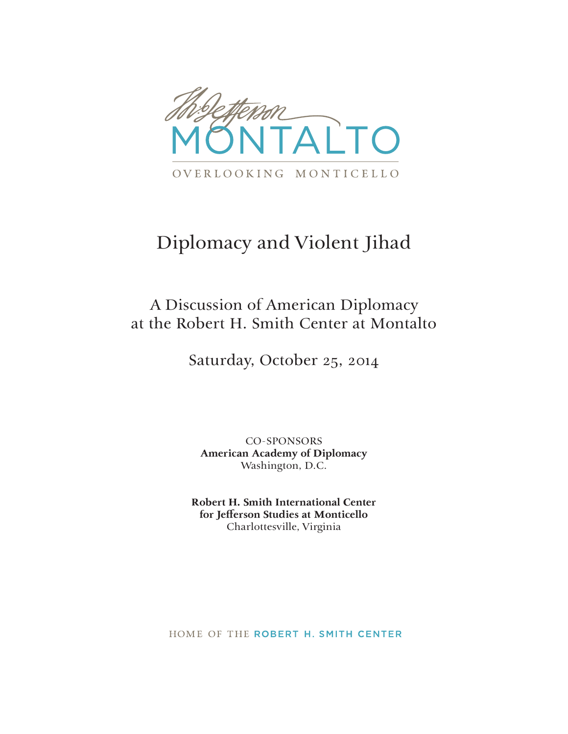Th: Jefferson

MONTALTO

OVERLOOKING MONTICELLO

# Diplomacy and Violent Jihad

## A Discussion of American Diplomacy at the Robert H. Smith Center at Montalto

Saturday, October 25, 2014

CO-SPONSORS

**American Academy of Diplomacy**
Washington, D.C.

**Robert H. Smith International Center for Jefferson Studies at Monticello**
Charlottesville, Virginia

HOME OF THE ROBERT H. SMITH CENTER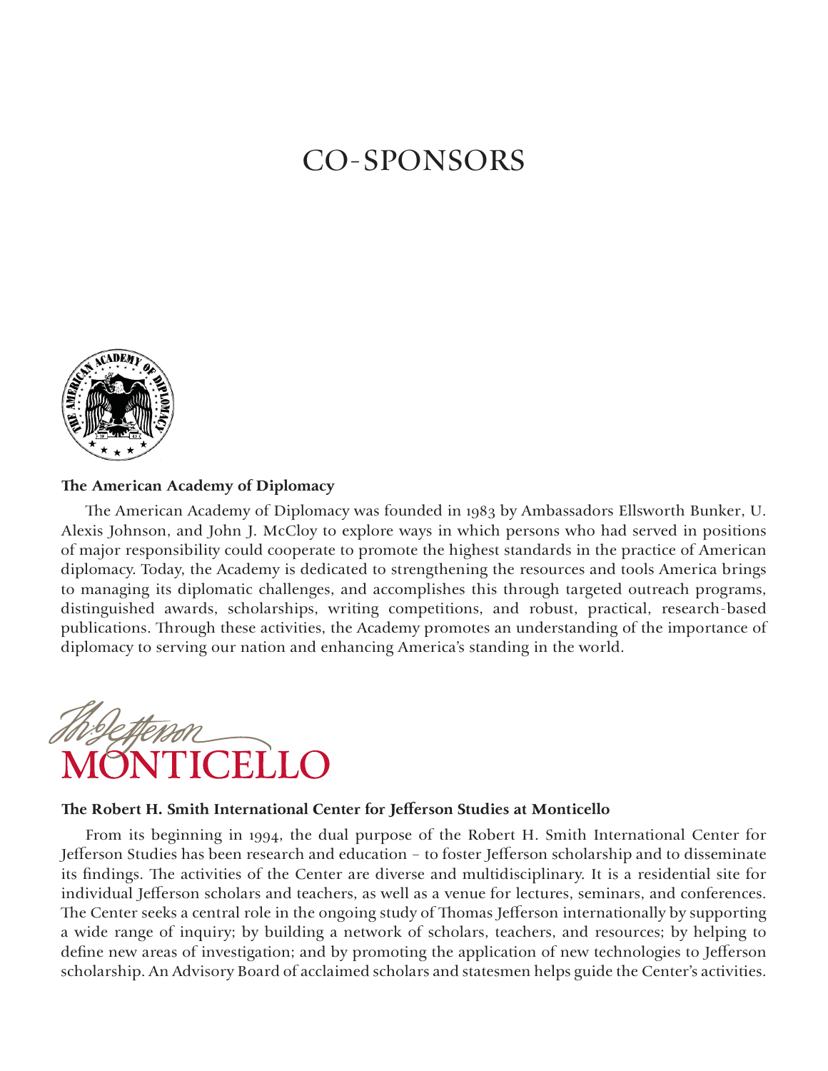# CO-SPONSORS

**The American Academy of Diplomacy**

The American Academy of Diplomacy was founded in 1983 by Ambassadors Ellsworth Bunker, U. Alexis Johnson, and John J. McCloy to explore ways in which persons who had served in positions of major responsibility could cooperate to promote the highest standards in the practice of American diplomacy. Today, the Academy is dedicated to strengthening the resources and tools America brings to managing its diplomatic challenges, and accomplishes this through targeted outreach programs, distinguished awards, scholarships, writing competitions, and robust, practical, research-based publications. Through these activities, the Academy promotes an understanding of the importance of diplomacy to serving our nation and enhancing America's standing in the world.

**The Robert H. Smith International Center for Jefferson Studies at Monticello**

From its beginning in 1994, the dual purpose of the Robert H. Smith International Center for Jefferson Studies has been research and education – to foster Jefferson scholarship and to disseminate its findings. The activities of the Center are diverse and multidisciplinary. It is a residential site for individual Jefferson scholars and teachers, as well as a venue for lectures, seminars, and conferences. The Center seeks a central role in the ongoing study of Thomas Jefferson internationally by supporting a wide range of inquiry; by building a network of scholars, teachers, and resources; by helping to define new areas of investigation; and by promoting the application of new technologies to Jefferson scholarship. An Advisory Board of acclaimed scholars and statesmen helps guide the Center's activities.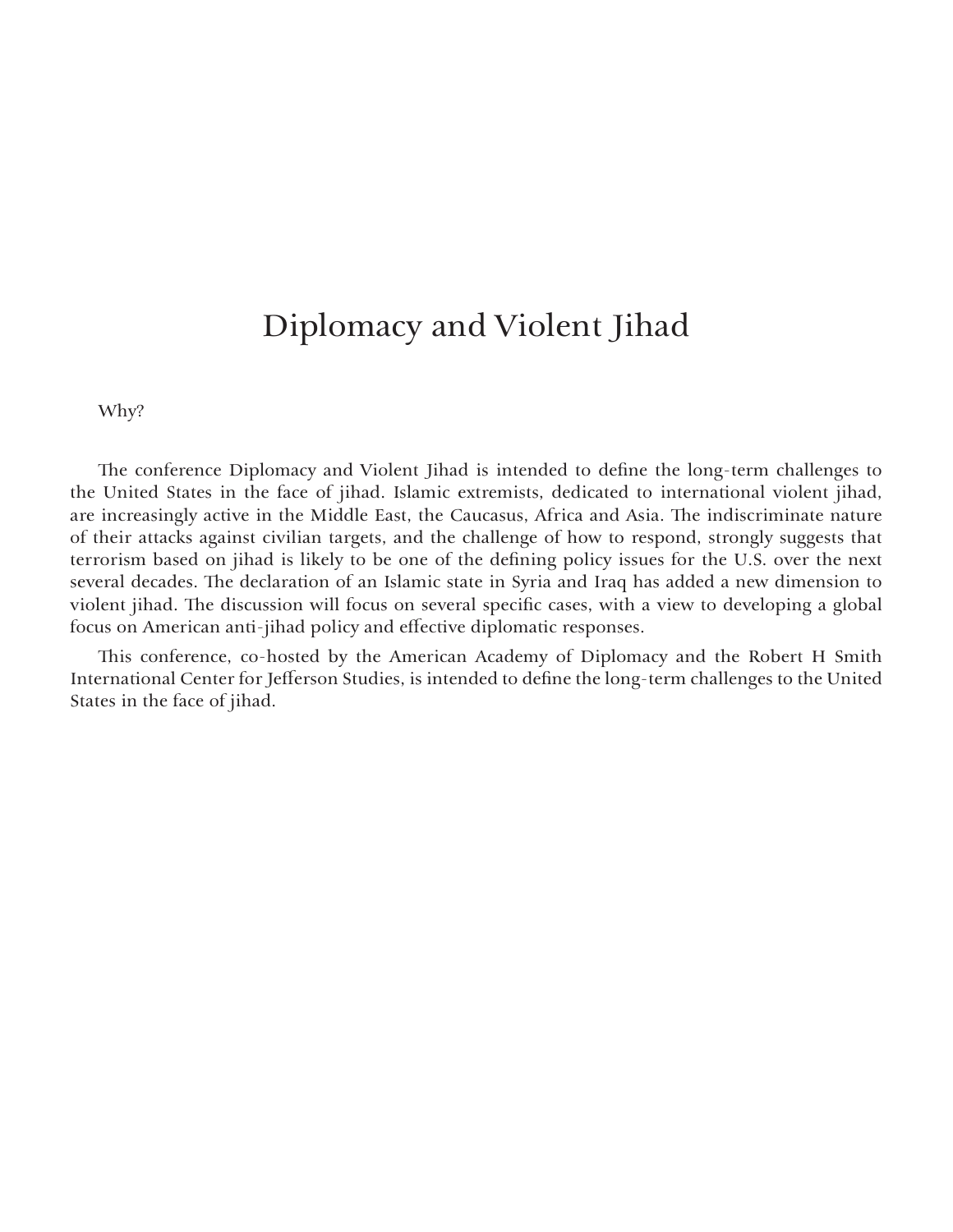# Diplomacy and Violent Jihad

Why?

The conference Diplomacy and Violent Jihad is intended to define the long-term challenges to the United States in the face of jihad. Islamic extremists, dedicated to international violent jihad, are increasingly active in the Middle East, the Caucasus, Africa and Asia. The indiscriminate nature of their attacks against civilian targets, and the challenge of how to respond, strongly suggests that terrorism based on jihad is likely to be one of the defining policy issues for the U.S. over the next several decades. The declaration of an Islamic state in Syria and Iraq has added a new dimension to violent jihad. The discussion will focus on several specific cases, with a view to developing a global focus on American anti-jihad policy and effective diplomatic responses.

This conference, co-hosted by the American Academy of Diplomacy and the Robert H Smith International Center for Jefferson Studies, is intended to define the long-term challenges to the United States in the face of jihad.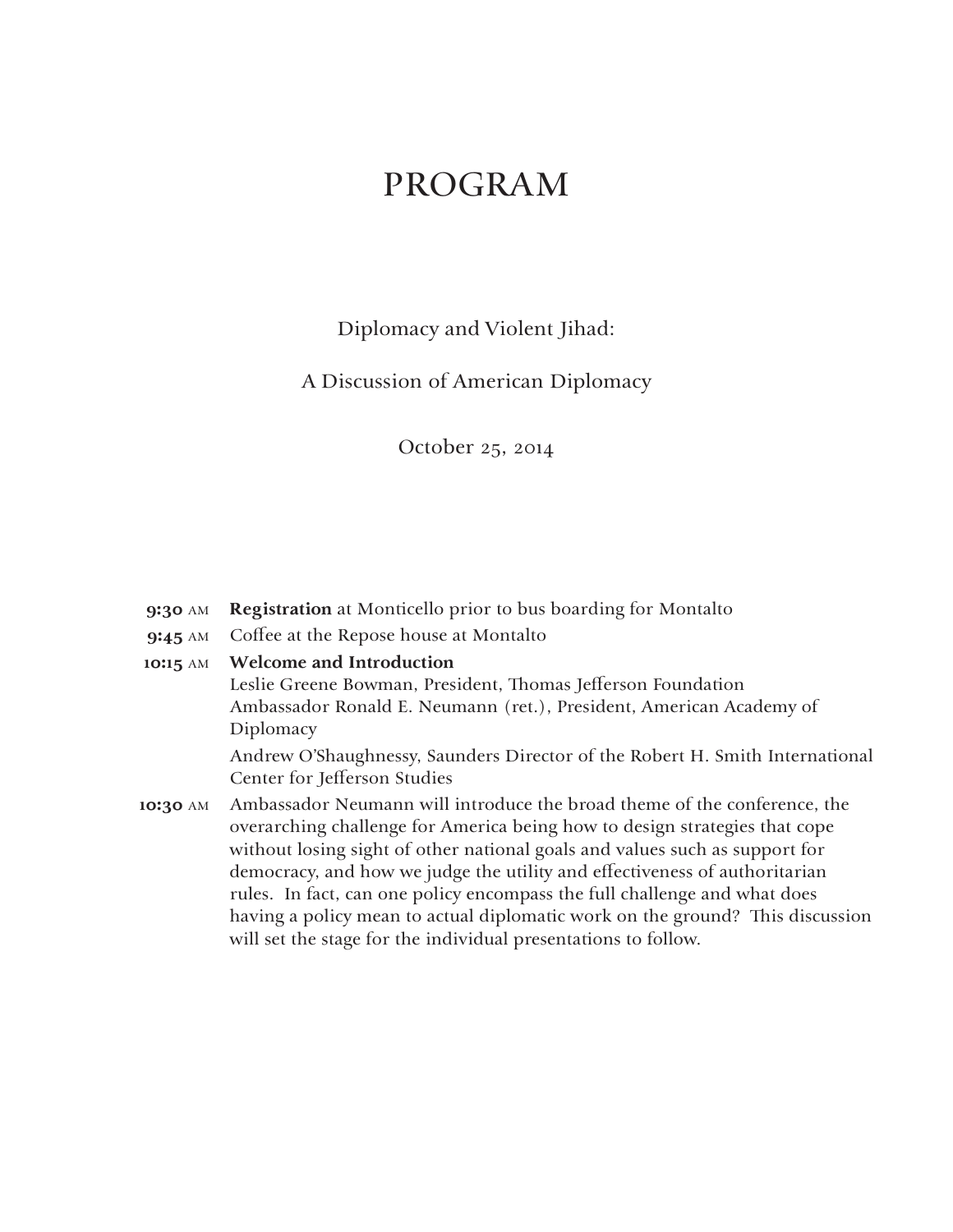# PROGRAM

Diplomacy and Violent Jihad:

A Discussion of American Diplomacy

October 25, 2014

**9:30 AM** **Registration** at Monticello prior to bus boarding for Montalto

**9:45 AM** Coffee at the Repose house at Montalto

**10:15 AM** **Welcome and Introduction**
Leslie Greene Bowman, President, Thomas Jefferson Foundation
Ambassador Ronald E. Neumann (ret.), President, American Academy of Diplomacy

Andrew O'Shaughnessy, Saunders Director of the Robert H. Smith International Center for Jefferson Studies

**10:30 AM** Ambassador Neumann will introduce the broad theme of the conference, the overarching challenge for America being how to design strategies that cope without losing sight of other national goals and values such as support for democracy, and how we judge the utility and effectiveness of authoritarian rules. In fact, can one policy encompass the full challenge and what does having a policy mean to actual diplomatic work on the ground? This discussion will set the stage for the individual presentations to follow.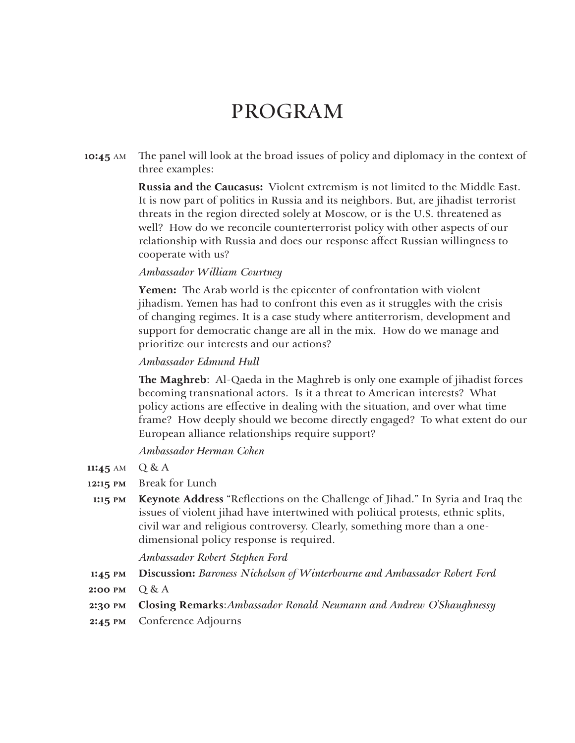# PROGRAM

**10:45 AM** The panel will look at the broad issues of policy and diplomacy in the context of three examples:

**Russia and the Caucasus:** Violent extremism is not limited to the Middle East. It is now part of politics in Russia and its neighbors. But, are jihadist terrorist threats in the region directed solely at Moscow, or is the U.S. threatened as well? How do we reconcile counterterrorist policy with other aspects of our relationship with Russia and does our response affect Russian willingness to cooperate with us?

*Ambassador William Courtney*

**Yemen:** The Arab world is the epicenter of confrontation with violent jihadism. Yemen has had to confront this even as it struggles with the crisis of changing regimes. It is a case study where antiterrorism, development and support for democratic change are all in the mix. How do we manage and prioritize our interests and our actions?

*Ambassador Edmund Hull*

**The Maghreb**: Al-Qaeda in the Maghreb is only one example of jihadist forces becoming transnational actors. Is it a threat to American interests? What policy actions are effective in dealing with the situation, and over what time frame? How deeply should we become directly engaged? To what extent do our European alliance relationships require support?

*Ambassador Herman Cohen*

**11:45 AM** Q & A

**12:15 PM** Break for Lunch

**1:15 PM** **Keynote Address** "Reflections on the Challenge of Jihad." In Syria and Iraq the issues of violent jihad have intertwined with political protests, ethnic splits, civil war and religious controversy. Clearly, something more than a one-dimensional policy response is required.

*Ambassador Robert Stephen Ford*

**1:45 PM** **Discussion:** *Baroness Nicholson of Winterbourne and Ambassador Robert Ford*

**2:00 PM** Q & A

**2:30 PM** **Closing Remarks**:*Ambassador Ronald Neumann and Andrew O'Shaughnessy*

**2:45 PM** Conference Adjourns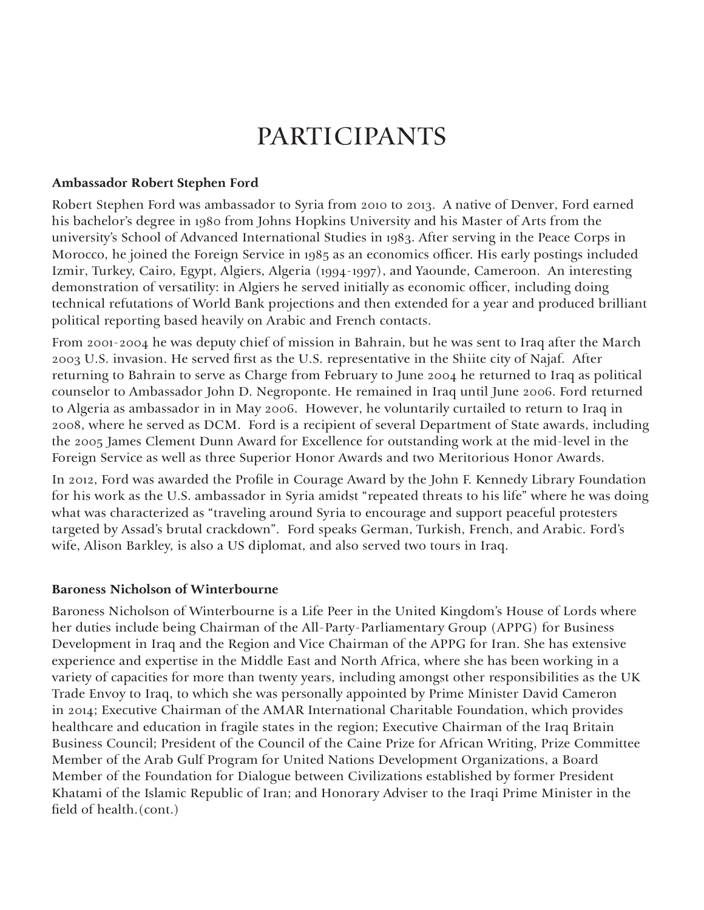# PARTICIPANTS

**Ambassador Robert Stephen Ford**

Robert Stephen Ford was ambassador to Syria from 2010 to 2013. A native of Denver, Ford earned his bachelor's degree in 1980 from Johns Hopkins University and his Master of Arts from the university's School of Advanced International Studies in 1983. After serving in the Peace Corps in Morocco, he joined the Foreign Service in 1985 as an economics officer. His early postings included Izmir, Turkey, Cairo, Egypt, Algiers, Algeria (1994-1997), and Yaounde, Cameroon. An interesting demonstration of versatility: in Algiers he served initially as economic officer, including doing technical refutations of World Bank projections and then extended for a year and produced brilliant political reporting based heavily on Arabic and French contacts.

From 2001-2004 he was deputy chief of mission in Bahrain, but he was sent to Iraq after the March 2003 U.S. invasion. He served first as the U.S. representative in the Shiite city of Najaf. After returning to Bahrain to serve as Charge from February to June 2004 he returned to Iraq as political counselor to Ambassador John D. Negroponte. He remained in Iraq until June 2006. Ford returned to Algeria as ambassador in in May 2006. However, he voluntarily curtailed to return to Iraq in 2008, where he served as DCM. Ford is a recipient of several Department of State awards, including the 2005 James Clement Dunn Award for Excellence for outstanding work at the mid-level in the Foreign Service as well as three Superior Honor Awards and two Meritorious Honor Awards.

In 2012, Ford was awarded the Profile in Courage Award by the John F. Kennedy Library Foundation for his work as the U.S. ambassador in Syria amidst "repeated threats to his life" where he was doing what was characterized as "traveling around Syria to encourage and support peaceful protesters targeted by Assad's brutal crackdown". Ford speaks German, Turkish, French, and Arabic. Ford's wife, Alison Barkley, is also a US diplomat, and also served two tours in Iraq.

**Baroness Nicholson of Winterbourne**

Baroness Nicholson of Winterbourne is a Life Peer in the United Kingdom's House of Lords where her duties include being Chairman of the All-Party-Parliamentary Group (APPG) for Business Development in Iraq and the Region and Vice Chairman of the APPG for Iran. She has extensive experience and expertise in the Middle East and North Africa, where she has been working in a variety of capacities for more than twenty years, including amongst other responsibilities as the UK Trade Envoy to Iraq, to which she was personally appointed by Prime Minister David Cameron in 2014; Executive Chairman of the AMAR International Charitable Foundation, which provides healthcare and education in fragile states in the region; Executive Chairman of the Iraq Britain Business Council; President of the Council of the Caine Prize for African Writing, Prize Committee Member of the Arab Gulf Program for United Nations Development Organizations, a Board Member of the Foundation for Dialogue between Civilizations established by former President Khatami of the Islamic Republic of Iran; and Honorary Adviser to the Iraqi Prime Minister in the field of health.(cont.)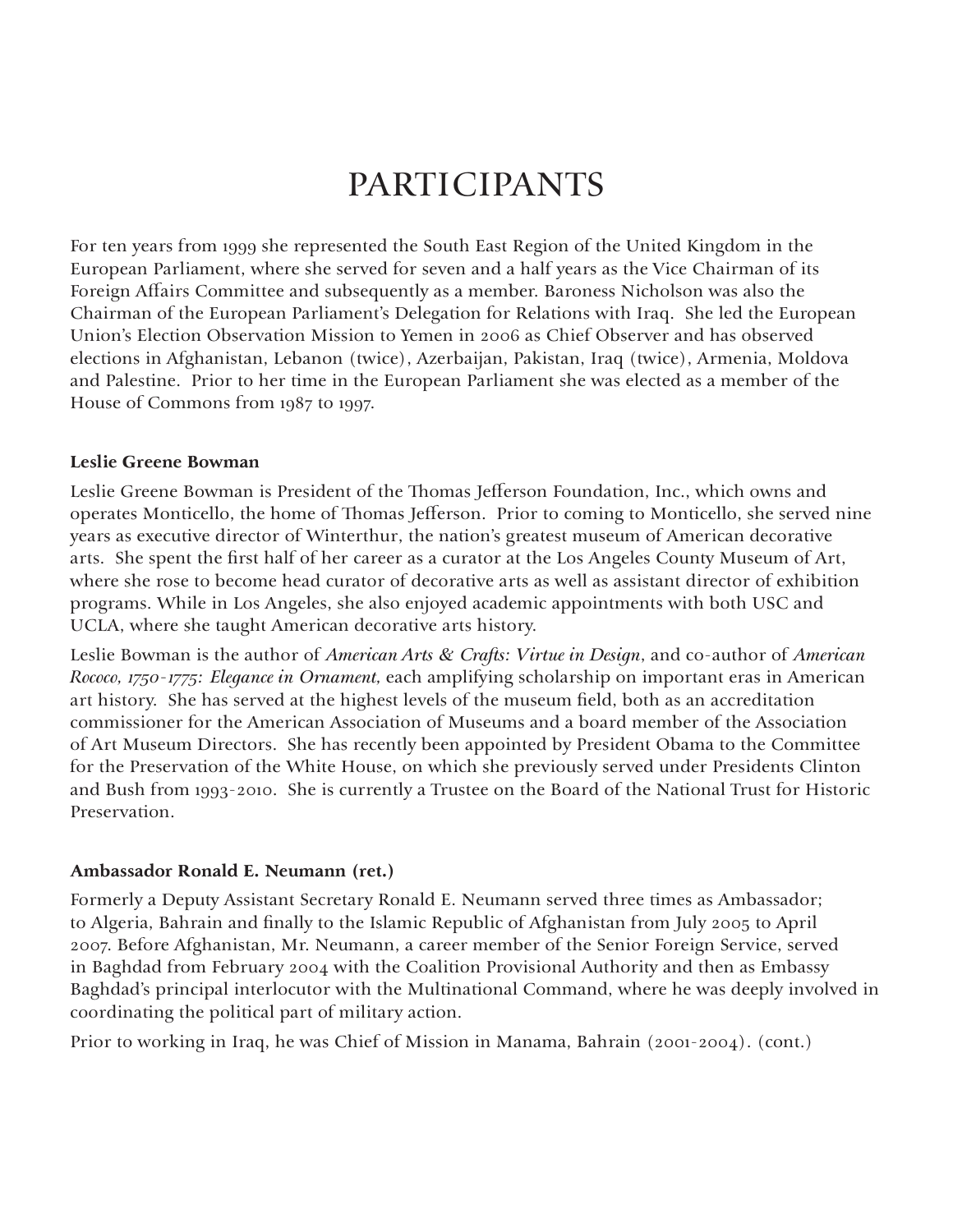# PARTICIPANTS

For ten years from 1999 she represented the South East Region of the United Kingdom in the European Parliament, where she served for seven and a half years as the Vice Chairman of its Foreign Affairs Committee and subsequently as a member. Baroness Nicholson was also the Chairman of the European Parliament's Delegation for Relations with Iraq. She led the European Union's Election Observation Mission to Yemen in 2006 as Chief Observer and has observed elections in Afghanistan, Lebanon (twice), Azerbaijan, Pakistan, Iraq (twice), Armenia, Moldova and Palestine. Prior to her time in the European Parliament she was elected as a member of the House of Commons from 1987 to 1997.

**Leslie Greene Bowman**

Leslie Greene Bowman is President of the Thomas Jefferson Foundation, Inc., which owns and operates Monticello, the home of Thomas Jefferson. Prior to coming to Monticello, she served nine years as executive director of Winterthur, the nation's greatest museum of American decorative arts. She spent the first half of her career as a curator at the Los Angeles County Museum of Art, where she rose to become head curator of decorative arts as well as assistant director of exhibition programs. While in Los Angeles, she also enjoyed academic appointments with both USC and UCLA, where she taught American decorative arts history.

Leslie Bowman is the author of *American Arts & Crafts: Virtue in Design*, and co-author of *American Rococo, 1750-1775: Elegance in Ornament,* each amplifying scholarship on important eras in American art history. She has served at the highest levels of the museum field, both as an accreditation commissioner for the American Association of Museums and a board member of the Association of Art Museum Directors. She has recently been appointed by President Obama to the Committee for the Preservation of the White House, on which she previously served under Presidents Clinton and Bush from 1993-2010. She is currently a Trustee on the Board of the National Trust for Historic Preservation.

**Ambassador Ronald E. Neumann (ret.)**

Formerly a Deputy Assistant Secretary Ronald E. Neumann served three times as Ambassador; to Algeria, Bahrain and finally to the Islamic Republic of Afghanistan from July 2005 to April 2007. Before Afghanistan, Mr. Neumann, a career member of the Senior Foreign Service, served in Baghdad from February 2004 with the Coalition Provisional Authority and then as Embassy Baghdad's principal interlocutor with the Multinational Command, where he was deeply involved in coordinating the political part of military action.

Prior to working in Iraq, he was Chief of Mission in Manama, Bahrain (2001-2004). (cont.)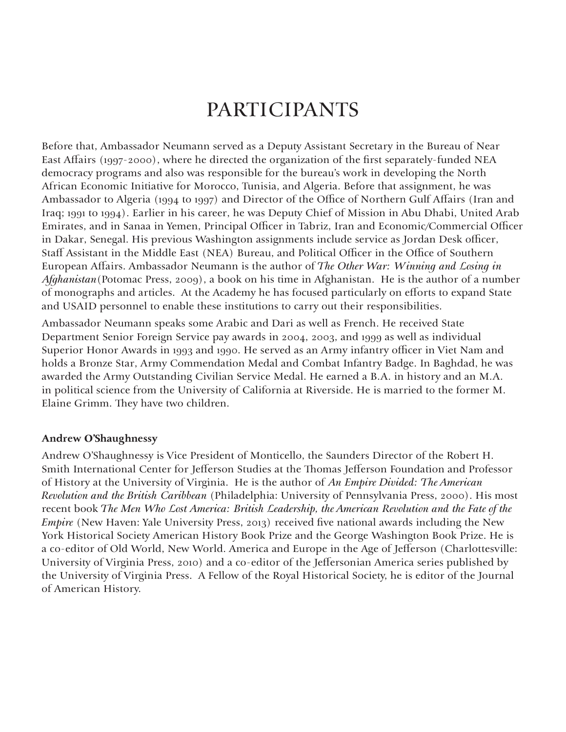# PARTICIPANTS

Before that, Ambassador Neumann served as a Deputy Assistant Secretary in the Bureau of Near East Affairs (1997-2000), where he directed the organization of the first separately-funded NEA democracy programs and also was responsible for the bureau's work in developing the North African Economic Initiative for Morocco, Tunisia, and Algeria. Before that assignment, he was Ambassador to Algeria (1994 to 1997) and Director of the Office of Northern Gulf Affairs (Iran and Iraq; 1991 to 1994). Earlier in his career, he was Deputy Chief of Mission in Abu Dhabi, United Arab Emirates, and in Sanaa in Yemen, Principal Officer in Tabriz, Iran and Economic/Commercial Officer in Dakar, Senegal. His previous Washington assignments include service as Jordan Desk officer, Staff Assistant in the Middle East (NEA) Bureau, and Political Officer in the Office of Southern European Affairs. Ambassador Neumann is the author of *The Other War: Winning and Losing in Afghanistan* (Potomac Press, 2009), a book on his time in Afghanistan. He is the author of a number of monographs and articles. At the Academy he has focused particularly on efforts to expand State and USAID personnel to enable these institutions to carry out their responsibilities.

Ambassador Neumann speaks some Arabic and Dari as well as French. He received State Department Senior Foreign Service pay awards in 2004, 2003, and 1999 as well as individual Superior Honor Awards in 1993 and 1990. He served as an Army infantry officer in Viet Nam and holds a Bronze Star, Army Commendation Medal and Combat Infantry Badge. In Baghdad, he was awarded the Army Outstanding Civilian Service Medal. He earned a B.A. in history and an M.A. in political science from the University of California at Riverside. He is married to the former M. Elaine Grimm. They have two children.

**Andrew O'Shaughnessy**

Andrew O'Shaughnessy is Vice President of Monticello, the Saunders Director of the Robert H. Smith International Center for Jefferson Studies at the Thomas Jefferson Foundation and Professor of History at the University of Virginia. He is the author of *An Empire Divided: The American Revolution and the British Caribbean* (Philadelphia: University of Pennsylvania Press, 2000). His most recent book *The Men Who Lost America: British Leadership, the American Revolution and the Fate of the Empire* (New Haven: Yale University Press, 2013) received five national awards including the New York Historical Society American History Book Prize and the George Washington Book Prize. He is a co-editor of Old World, New World. America and Europe in the Age of Jefferson (Charlottesville: University of Virginia Press, 2010) and a co-editor of the Jeffersonian America series published by the University of Virginia Press. A Fellow of the Royal Historical Society, he is editor of the Journal of American History.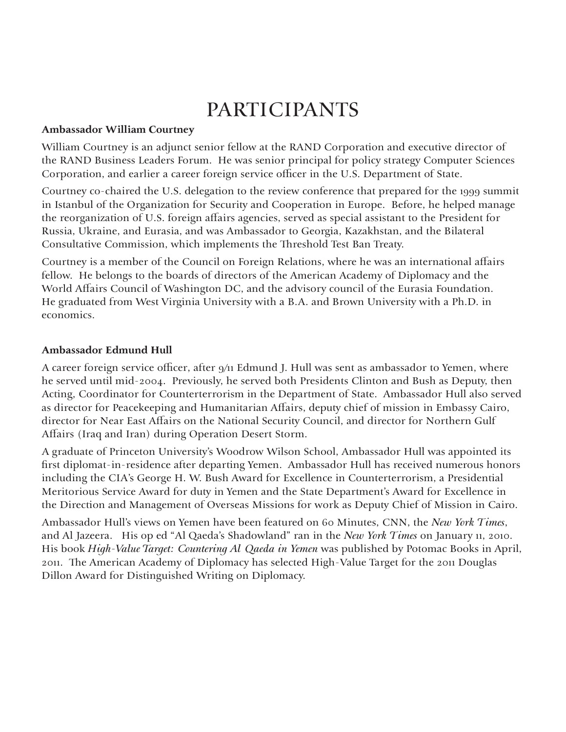# PARTICIPANTS

**Ambassador William Courtney**

William Courtney is an adjunct senior fellow at the RAND Corporation and executive director of the RAND Business Leaders Forum. He was senior principal for policy strategy Computer Sciences Corporation, and earlier a career foreign service officer in the U.S. Department of State.

Courtney co-chaired the U.S. delegation to the review conference that prepared for the 1999 summit in Istanbul of the Organization for Security and Cooperation in Europe. Before, he helped manage the reorganization of U.S. foreign affairs agencies, served as special assistant to the President for Russia, Ukraine, and Eurasia, and was Ambassador to Georgia, Kazakhstan, and the Bilateral Consultative Commission, which implements the Threshold Test Ban Treaty.

Courtney is a member of the Council on Foreign Relations, where he was an international affairs fellow. He belongs to the boards of directors of the American Academy of Diplomacy and the World Affairs Council of Washington DC, and the advisory council of the Eurasia Foundation. He graduated from West Virginia University with a B.A. and Brown University with a Ph.D. in economics.

**Ambassador Edmund Hull**

A career foreign service officer, after 9/11 Edmund J. Hull was sent as ambassador to Yemen, where he served until mid-2004. Previously, he served both Presidents Clinton and Bush as Deputy, then Acting, Coordinator for Counterterrorism in the Department of State. Ambassador Hull also served as director for Peacekeeping and Humanitarian Affairs, deputy chief of mission in Embassy Cairo, director for Near East Affairs on the National Security Council, and director for Northern Gulf Affairs (Iraq and Iran) during Operation Desert Storm.

A graduate of Princeton University's Woodrow Wilson School, Ambassador Hull was appointed its first diplomat-in-residence after departing Yemen. Ambassador Hull has received numerous honors including the CIA's George H. W. Bush Award for Excellence in Counterterrorism, a Presidential Meritorious Service Award for duty in Yemen and the State Department's Award for Excellence in the Direction and Management of Overseas Missions for work as Deputy Chief of Mission in Cairo.

Ambassador Hull's views on Yemen have been featured on 60 Minutes, CNN, the *New York Times*, and Al Jazeera. His op ed "Al Qaeda's Shadowland" ran in the *New York Times* on January 11, 2010. His book *High-Value Target: Countering Al Qaeda in Yemen* was published by Potomac Books in April, 2011. The American Academy of Diplomacy has selected High-Value Target for the 2011 Douglas Dillon Award for Distinguished Writing on Diplomacy.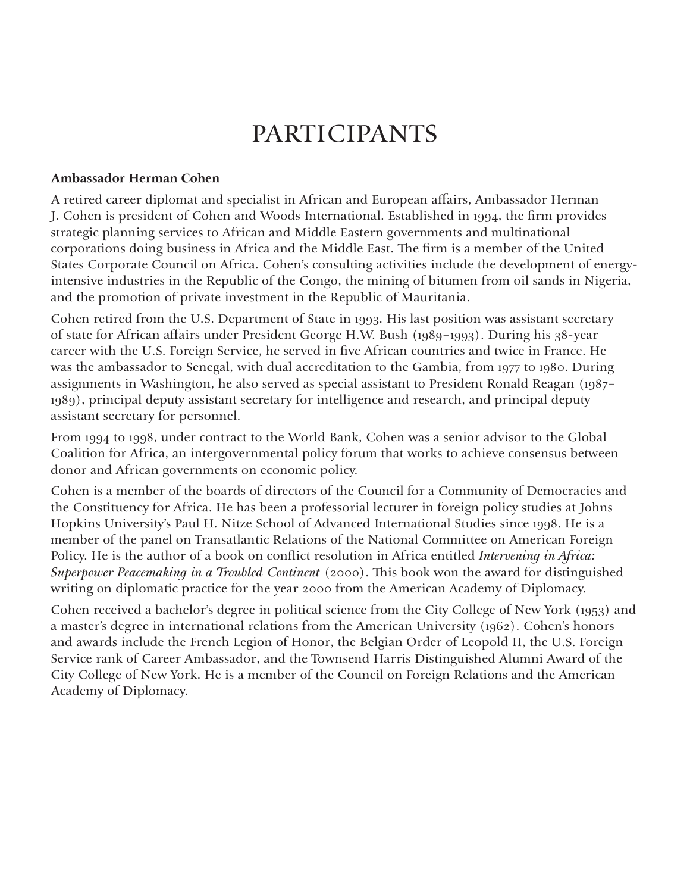# PARTICIPANTS

**Ambassador Herman Cohen**

A retired career diplomat and specialist in African and European affairs, Ambassador Herman J. Cohen is president of Cohen and Woods International. Established in 1994, the firm provides strategic planning services to African and Middle Eastern governments and multinational corporations doing business in Africa and the Middle East. The firm is a member of the United States Corporate Council on Africa. Cohen's consulting activities include the development of energy-intensive industries in the Republic of the Congo, the mining of bitumen from oil sands in Nigeria, and the promotion of private investment in the Republic of Mauritania.

Cohen retired from the U.S. Department of State in 1993. His last position was assistant secretary of state for African affairs under President George H.W. Bush (1989–1993). During his 38-year career with the U.S. Foreign Service, he served in five African countries and twice in France. He was the ambassador to Senegal, with dual accreditation to the Gambia, from 1977 to 1980. During assignments in Washington, he also served as special assistant to President Ronald Reagan (1987–1989), principal deputy assistant secretary for intelligence and research, and principal deputy assistant secretary for personnel.

From 1994 to 1998, under contract to the World Bank, Cohen was a senior advisor to the Global Coalition for Africa, an intergovernmental policy forum that works to achieve consensus between donor and African governments on economic policy.

Cohen is a member of the boards of directors of the Council for a Community of Democracies and the Constituency for Africa. He has been a professorial lecturer in foreign policy studies at Johns Hopkins University's Paul H. Nitze School of Advanced International Studies since 1998. He is a member of the panel on Transatlantic Relations of the National Committee on American Foreign Policy. He is the author of a book on conflict resolution in Africa entitled *Intervening in Africa: Superpower Peacemaking in a Troubled Continent* (2000). This book won the award for distinguished writing on diplomatic practice for the year 2000 from the American Academy of Diplomacy.

Cohen received a bachelor's degree in political science from the City College of New York (1953) and a master's degree in international relations from the American University (1962). Cohen's honors and awards include the French Legion of Honor, the Belgian Order of Leopold II, the U.S. Foreign Service rank of Career Ambassador, and the Townsend Harris Distinguished Alumni Award of the City College of New York. He is a member of the Council on Foreign Relations and the American Academy of Diplomacy.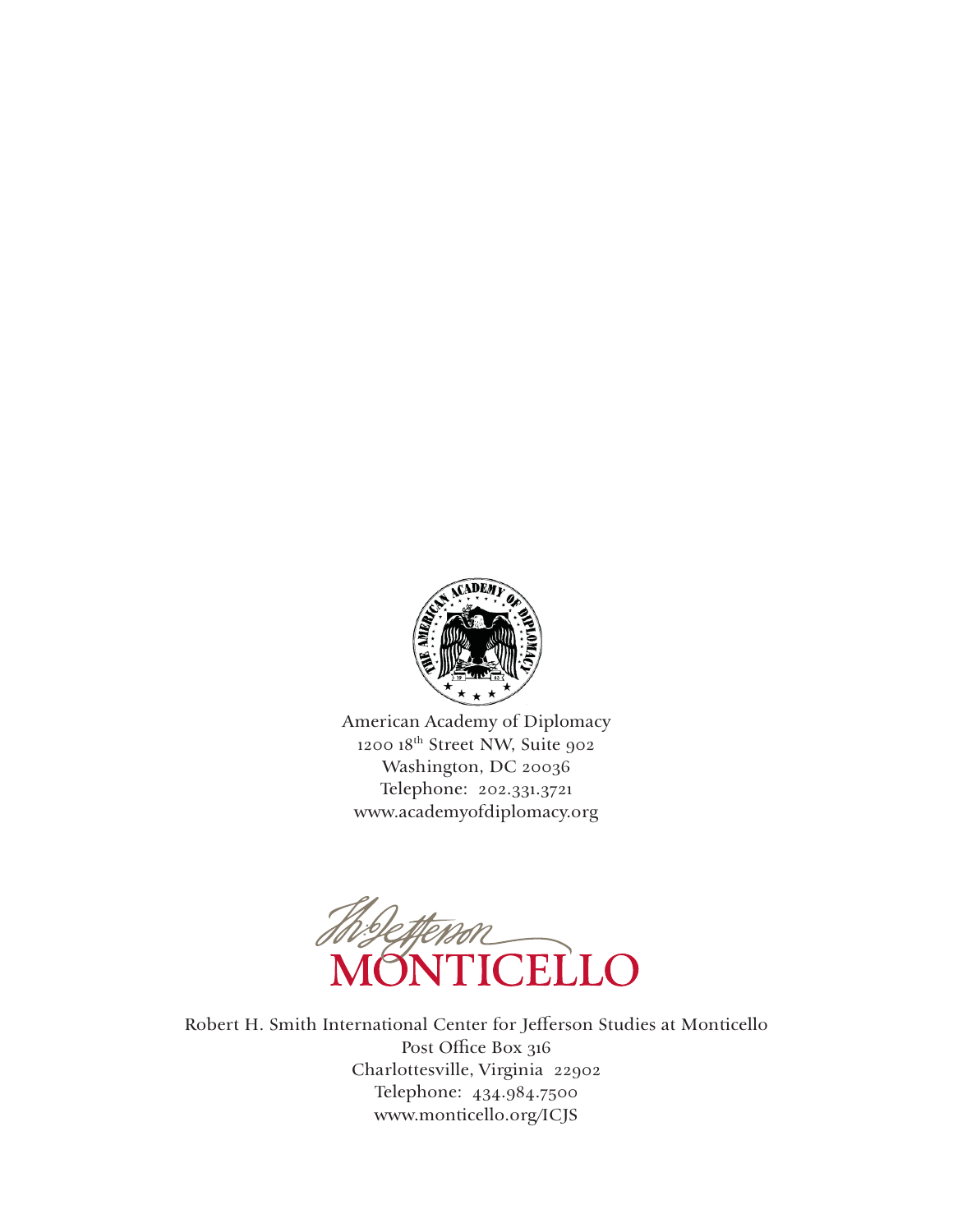American Academy of Diplomacy
1200 18th Street NW, Suite 902
Washington, DC 20036
Telephone: 202.331.3721
www.academyofdiplomacy.org

MONTICELLO

Robert H. Smith International Center for Jefferson Studies at Monticello
Post Office Box 316
Charlottesville, Virginia 22902
Telephone: 434.984.7500
www.monticello.org/ICJS